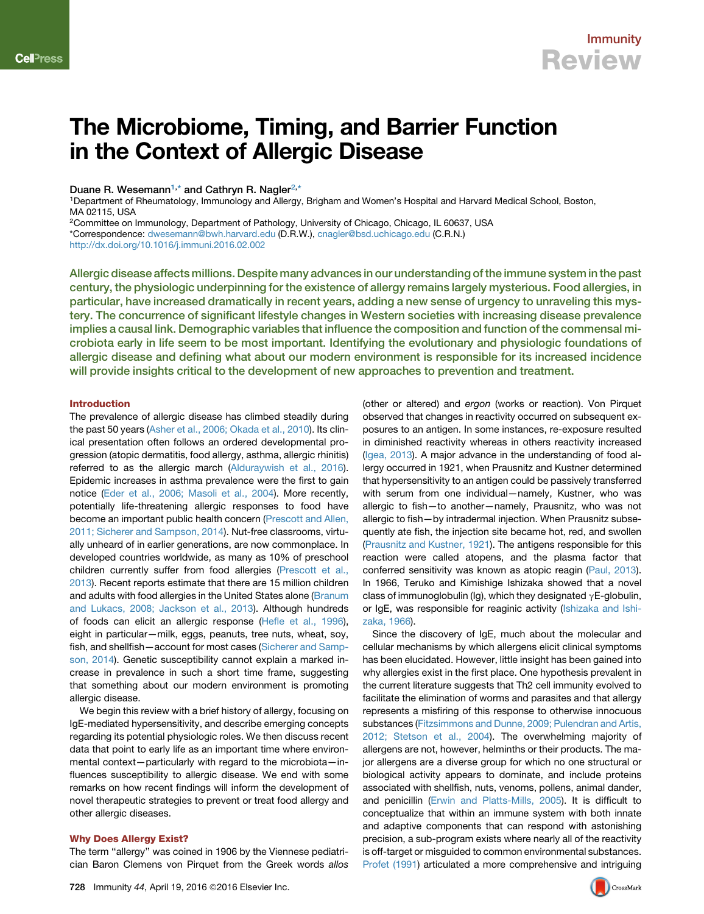# The Microbiome, Timing, and Barrier Function in the Context of Allergic Disease

Duane R. Wesemann[1,*] and Cathryn R. Nagler[2,*]

[1]Department of Rheumatology, Immunology and Allergy, Brigham and Women's Hospital and Harvard Medical School, Boston, MA 02115, USA

[2]Committee on Immunology, Department of Pathology, University of Chicago, Chicago, IL 60637, USA

*Correspondence: dwesemann@bwh.harvard.edu (D.R.W.), cnagler@bsd.uchicago.edu (C.R.N.)

http://dx.doi.org/10.1016/j.immuni.2016.02.002

**Allergic disease affects millions. Despite many advances in our understanding of the immune system in the past century, the physiologic underpinning for the existence of allergy remains largely mysterious. Food allergies, in particular, have increased dramatically in recent years, adding a new sense of urgency to unraveling this mystery. The concurrence of significant lifestyle changes in Western societies with increasing disease prevalence implies a causal link. Demographic variables that influence the composition and function of the commensal microbiota early in life seem to be most important. Identifying the evolutionary and physiologic foundations of allergic disease and defining what about our modern environment is responsible for its increased incidence will provide insights critical to the development of new approaches to prevention and treatment.**

## Introduction

The prevalence of allergic disease has climbed steadily during the past 50 years (Asher et al., 2006; Okada et al., 2010). Its clinical presentation often follows an ordered developmental progression (atopic dermatitis, food allergy, asthma, allergic rhinitis) referred to as the allergic march (Alduraywish et al., 2016). Epidemic increases in asthma prevalence were the first to gain notice (Eder et al., 2006; Masoli et al., 2004). More recently, potentially life-threatening allergic responses to food have become an important public health concern (Prescott and Allen, 2011; Sicherer and Sampson, 2014). Nut-free classrooms, virtually unheard of in earlier generations, are now commonplace. In developed countries worldwide, as many as 10% of preschool children currently suffer from food allergies (Prescott et al., 2013). Recent reports estimate that there are 15 million children and adults with food allergies in the United States alone (Branum and Lukacs, 2008; Jackson et al., 2013). Although hundreds of foods can elicit an allergic response (Hefle et al., 1996), eight in particular—milk, eggs, peanuts, tree nuts, wheat, soy, fish, and shellfish—account for most cases (Sicherer and Sampson, 2014). Genetic susceptibility cannot explain a marked increase in prevalence in such a short time frame, suggesting that something about our modern environment is promoting allergic disease.

We begin this review with a brief history of allergy, focusing on IgE-mediated hypersensitivity, and describe emerging concepts regarding its potential physiologic roles. We then discuss recent data that point to early life as an important time where environmental context—particularly with regard to the microbiota—influences susceptibility to allergic disease. We end with some remarks on how recent findings will inform the development of novel therapeutic strategies to prevent or treat food allergy and other allergic diseases.

## Why Does Allergy Exist?

The term "allergy" was coined in 1906 by the Viennese pediatrician Baron Clemens von Pirquet from the Greek words *allos* (other or altered) and *ergon* (works or reaction). Von Pirquet observed that changes in reactivity occurred on subsequent exposures to an antigen. In some instances, re-exposure resulted in diminished reactivity whereas in others reactivity increased (Igea, 2013). A major advance in the understanding of food allergy occurred in 1921, when Prausnitz and Kustner determined that hypersensitivity to an antigen could be passively transferred with serum from one individual—namely, Kustner, who was allergic to fish—to another—namely, Prausnitz, who was not allergic to fish—by intradermal injection. When Prausnitz subsequently ate fish, the injection site became hot, red, and swollen (Prausnitz and Kustner, 1921). The antigens responsible for this reaction were called atopens, and the plasma factor that conferred sensitivity was known as atopic reagin (Paul, 2013). In 1966, Teruko and Kimishige Ishizaka showed that a novel class of immunoglobulin (Ig), which they designated $\gamma$E-globulin, or IgE, was responsible for reaginic activity (Ishizaka and Ishizaka, 1966).

Since the discovery of IgE, much about the molecular and cellular mechanisms by which allergens elicit clinical symptoms has been elucidated. However, little insight has been gained into why allergies exist in the first place. One hypothesis prevalent in the current literature suggests that Th2 cell immunity evolved to facilitate the elimination of worms and parasites and that allergy represents a misfiring of this response to otherwise innocuous substances (Fitzsimmons and Dunne, 2009; Pulendran and Artis, 2012; Stetson et al., 2004). The overwhelming majority of allergens are not, however, helminths or their products. The major allergens are a diverse group for which no one structural or biological activity appears to dominate, and include proteins associated with shellfish, nuts, venoms, pollens, animal dander, and penicillin (Erwin and Platts-Mills, 2005). It is difficult to conceptualize that within an immune system with both innate and adaptive components that can respond with astonishing precision, a sub-program exists where nearly all of the reactivity is off-target or misguided to common environmental substances. Profet (1991) articulated a more comprehensive and intriguing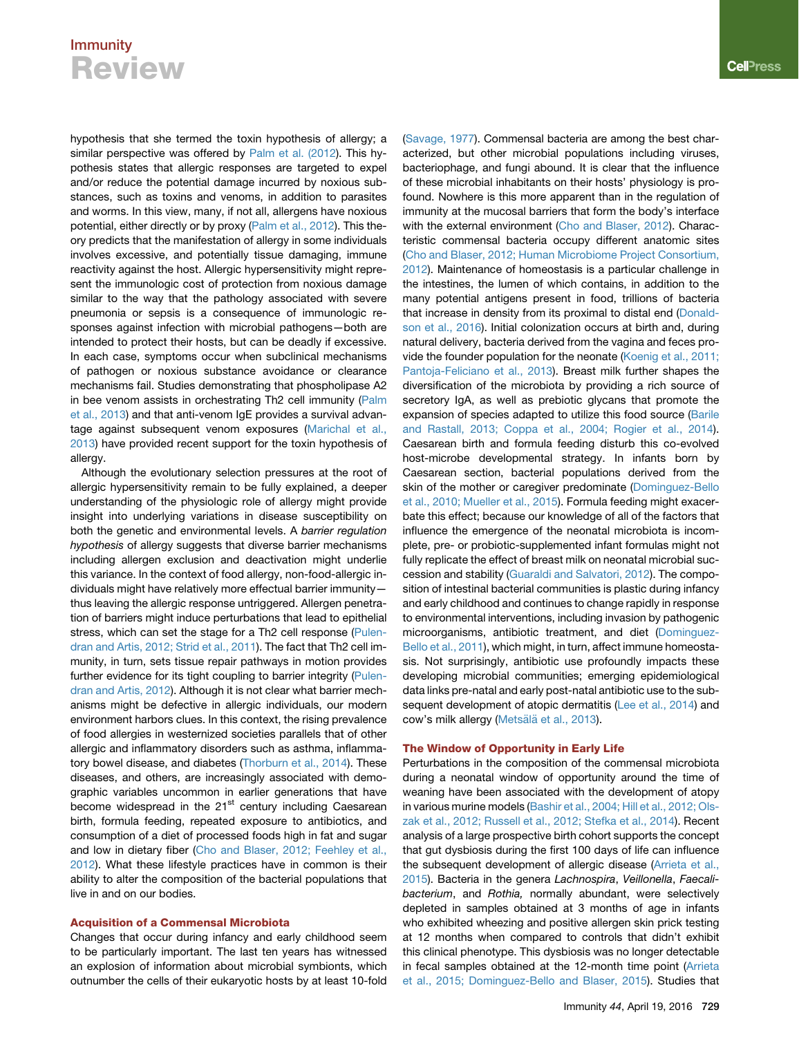hypothesis that she termed the toxin hypothesis of allergy; a similar perspective was offered by Palm et al. (2012). This hypothesis states that allergic responses are targeted to expel and/or reduce the potential damage incurred by noxious substances, such as toxins and venoms, in addition to parasites and worms. In this view, many, if not all, allergens have noxious potential, either directly or by proxy (Palm et al., 2012). This theory predicts that the manifestation of allergy in some individuals involves excessive, and potentially tissue damaging, immune reactivity against the host. Allergic hypersensitivity might represent the immunologic cost of protection from noxious damage similar to the way that the pathology associated with severe pneumonia or sepsis is a consequence of immunologic responses against infection with microbial pathogens—both are intended to protect their hosts, but can be deadly if excessive. In each case, symptoms occur when subclinical mechanisms of pathogen or noxious substance avoidance or clearance mechanisms fail. Studies demonstrating that phospholipase A2 in bee venom assists in orchestrating Th2 cell immunity (Palm et al., 2013) and that anti-venom IgE provides a survival advantage against subsequent venom exposures (Marichal et al., 2013) have provided recent support for the toxin hypothesis of allergy.

Although the evolutionary selection pressures at the root of allergic hypersensitivity remain to be fully explained, a deeper understanding of the physiologic role of allergy might provide insight into underlying variations in disease susceptibility on both the genetic and environmental levels. A *barrier regulation hypothesis* of allergy suggests that diverse barrier mechanisms including allergen exclusion and deactivation might underlie this variance. In the context of food allergy, non-food-allergic individuals might have relatively more effectual barrier immunity—thus leaving the allergic response untriggered. Allergen penetration of barriers might induce perturbations that lead to epithelial stress, which can set the stage for a Th2 cell response (Pulendran and Artis, 2012; Strid et al., 2011). The fact that Th2 cell immunity, in turn, sets tissue repair pathways in motion provides further evidence for its tight coupling to barrier integrity (Pulendran and Artis, 2012). Although it is not clear what barrier mechanisms might be defective in allergic individuals, our modern environment harbors clues. In this context, the rising prevalence of food allergies in westernized societies parallels that of other allergic and inflammatory disorders such as asthma, inflammatory bowel disease, and diabetes (Thorburn et al., 2014). These diseases, and others, are increasingly associated with demographic variables uncommon in earlier generations that have become widespread in the 21st century including Caesarean birth, formula feeding, repeated exposure to antibiotics, and consumption of a diet of processed foods high in fat and sugar and low in dietary fiber (Cho and Blaser, 2012; Feehley et al., 2012). What these lifestyle practices have in common is their ability to alter the composition of the bacterial populations that live in and on our bodies.

## Acquisition of a Commensal Microbiota

Changes that occur during infancy and early childhood seem to be particularly important. The last ten years has witnessed an explosion of information about microbial symbionts, which outnumber the cells of their eukaryotic hosts by at least 10-fold (Savage, 1977). Commensal bacteria are among the best characterized, but other microbial populations including viruses, bacteriophage, and fungi abound. It is clear that the influence of these microbial inhabitants on their hosts' physiology is profound. Nowhere is this more apparent than in the regulation of immunity at the mucosal barriers that form the body's interface with the external environment (Cho and Blaser, 2012). Characteristic commensal bacteria occupy different anatomic sites (Cho and Blaser, 2012; Human Microbiome Project Consortium, 2012). Maintenance of homeostasis is a particular challenge in the intestines, the lumen of which contains, in addition to the many potential antigens present in food, trillions of bacteria that increase in density from its proximal to distal end (Donaldson et al., 2016). Initial colonization occurs at birth and, during natural delivery, bacteria derived from the vagina and feces provide the founder population for the neonate (Koenig et al., 2011; Pantoja-Feliciano et al., 2013). Breast milk further shapes the diversification of the microbiota by providing a rich source of secretory IgA, as well as prebiotic glycans that promote the expansion of species adapted to utilize this food source (Barile and Rastall, 2013; Coppa et al., 2004; Rogier et al., 2014). Caesarean birth and formula feeding disturb this co-evolved host-microbe developmental strategy. In infants born by Caesarean section, bacterial populations derived from the skin of the mother or caregiver predominate (Dominguez-Bello et al., 2010; Mueller et al., 2015). Formula feeding might exacerbate this effect; because our knowledge of all of the factors that influence the emergence of the neonatal microbiota is incomplete, pre- or probiotic-supplemented infant formulas might not fully replicate the effect of breast milk on neonatal microbial succession and stability (Guaraldi and Salvatori, 2012). The composition of intestinal bacterial communities is plastic during infancy and early childhood and continues to change rapidly in response to environmental interventions, including invasion by pathogenic microorganisms, antibiotic treatment, and diet (Dominguez-Bello et al., 2011), which might, in turn, affect immune homeostasis. Not surprisingly, antibiotic use profoundly impacts these developing microbial communities; emerging epidemiological data links pre-natal and early post-natal antibiotic use to the subsequent development of atopic dermatitis (Lee et al., 2014) and cow's milk allergy (Metsälä et al., 2013).

## The Window of Opportunity in Early Life

Perturbations in the composition of the commensal microbiota during a neonatal window of opportunity around the time of weaning have been associated with the development of atopy in various murine models (Bashir et al., 2004; Hill et al., 2012; Olszak et al., 2012; Russell et al., 2012; Stefka et al., 2014). Recent analysis of a large prospective birth cohort supports the concept that gut dysbiosis during the first 100 days of life can influence the subsequent development of allergic disease (Arrieta et al., 2015). Bacteria in the genera *Lachnospira*, *Veillonella*, *Faecalibacterium*, and *Rothia,* normally abundant, were selectively depleted in samples obtained at 3 months of age in infants who exhibited wheezing and positive allergen skin prick testing at 12 months when compared to controls that didn't exhibit this clinical phenotype. This dysbiosis was no longer detectable in fecal samples obtained at the 12-month time point (Arrieta et al., 2015; Dominguez-Bello and Blaser, 2015). Studies that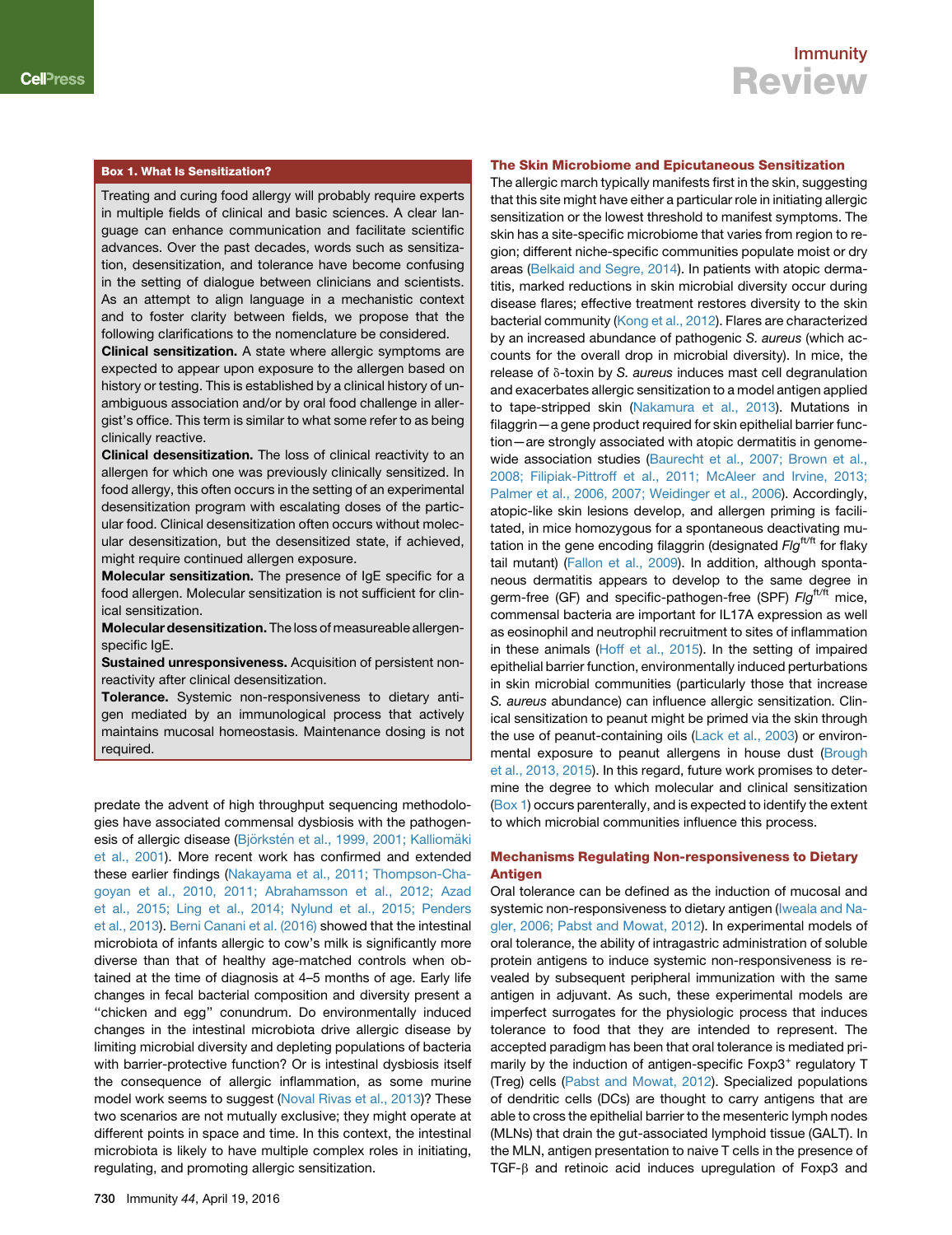### Box 1. What Is Sensitization?

Treating and curing food allergy will probably require experts in multiple fields of clinical and basic sciences. A clear language can enhance communication and facilitate scientific advances. Over the past decades, words such as sensitization, desensitization, and tolerance have become confusing in the setting of dialogue between clinicians and scientists. As an attempt to align language in a mechanistic context and to foster clarity between fields, we propose that the following clarifications to the nomenclature be considered.

**Clinical sensitization.** A state where allergic symptoms are expected to appear upon exposure to the allergen based on history or testing. This is established by a clinical history of unambiguous association and/or by oral food challenge in allergist's office. This term is similar to what some refer to as being clinically reactive.

**Clinical desensitization.** The loss of clinical reactivity to an allergen for which one was previously clinically sensitized. In food allergy, this often occurs in the setting of an experimental desensitization program with escalating doses of the particular food. Clinical desensitization often occurs without molecular desensitization, but the desensitized state, if achieved, might require continued allergen exposure.

**Molecular sensitization.** The presence of IgE specific for a food allergen. Molecular sensitization is not sufficient for clinical sensitization.

**Molecular desensitization.** The loss of measureable allergen-specific IgE.

**Sustained unresponsiveness.** Acquisition of persistent non-reactivity after clinical desensitization.

**Tolerance.** Systemic non-responsiveness to dietary antigen mediated by an immunological process that actively maintains mucosal homeostasis. Maintenance dosing is not required.

predate the advent of high throughput sequencing methodologies have associated commensal dysbiosis with the pathogenesis of allergic disease (Björkstén et al., 1999, 2001; Kalliomäki et al., 2001). More recent work has confirmed and extended these earlier findings (Nakayama et al., 2011; Thompson-Chagoyan et al., 2010, 2011; Abrahamsson et al., 2012; Azad et al., 2015; Ling et al., 2014; Nylund et al., 2015; Penders et al., 2013). Berni Canani et al. (2016) showed that the intestinal microbiota of infants allergic to cow's milk is significantly more diverse than that of healthy age-matched controls when obtained at the time of diagnosis at 4–5 months of age. Early life changes in fecal bacterial composition and diversity present a "chicken and egg" conundrum. Do environmentally induced changes in the intestinal microbiota drive allergic disease by limiting microbial diversity and depleting populations of bacteria with barrier-protective function? Or is intestinal dysbiosis itself the consequence of allergic inflammation, as some murine model work seems to suggest (Noval Rivas et al., 2013)? These two scenarios are not mutually exclusive; they might operate at different points in space and time. In this context, the intestinal microbiota is likely to have multiple complex roles in initiating, regulating, and promoting allergic sensitization.

## The Skin Microbiome and Epicutaneous Sensitization

The allergic march typically manifests first in the skin, suggesting that this site might have either a particular role in initiating allergic sensitization or the lowest threshold to manifest symptoms. The skin has a site-specific microbiome that varies from region to region; different niche-specific communities populate moist or dry areas (Belkaid and Segre, 2014). In patients with atopic dermatitis, marked reductions in skin microbial diversity occur during disease flares; effective treatment restores diversity to the skin bacterial community (Kong et al., 2012). Flares are characterized by an increased abundance of pathogenic *S. aureus* (which accounts for the overall drop in microbial diversity). In mice, the release of δ-toxin by *S. aureus* induces mast cell degranulation and exacerbates allergic sensitization to a model antigen applied to tape-stripped skin (Nakamura et al., 2013). Mutations in filaggrin—a gene product required for skin epithelial barrier function—are strongly associated with atopic dermatitis in genome-wide association studies (Baurecht et al., 2007; Brown et al., 2008; Filipiak-Pittroff et al., 2011; McAleer and Irvine, 2013; Palmer et al., 2006, 2007; Weidinger et al., 2006). Accordingly, atopic-like skin lesions develop, and allergen priming is facilitated, in mice homozygous for a spontaneous deactivating mutation in the gene encoding filaggrin (designated $Flg^{ft/ft}$ for flaky tail mutant) (Fallon et al., 2009). In addition, although spontaneous dermatitis appears to develop to the same degree in germ-free (GF) and specific-pathogen-free (SPF) $Flg^{ft/ft}$ mice, commensal bacteria are important for IL17A expression as well as eosinophil and neutrophil recruitment to sites of inflammation in these animals (Hoff et al., 2015). In the setting of impaired epithelial barrier function, environmentally induced perturbations in skin microbial communities (particularly those that increase *S. aureus* abundance) can influence allergic sensitization. Clinical sensitization to peanut might be primed via the skin through the use of peanut-containing oils (Lack et al., 2003) or environmental exposure to peanut allergens in house dust (Brough et al., 2013, 2015). In this regard, future work promises to determine the degree to which molecular and clinical sensitization (Box 1) occurs parenterally, and is expected to identify the extent to which microbial communities influence this process.

## Mechanisms Regulating Non-responsiveness to Dietary Antigen

Oral tolerance can be defined as the induction of mucosal and systemic non-responsiveness to dietary antigen (Iweala and Nagler, 2006; Pabst and Mowat, 2012). In experimental models of oral tolerance, the ability of intragastric administration of soluble protein antigens to induce systemic non-responsiveness is revealed by subsequent peripheral immunization with the same antigen in adjuvant. As such, these experimental models are imperfect surrogates for the physiologic process that induces tolerance to food that they are intended to represent. The accepted paradigm has been that oral tolerance is mediated primarily by the induction of antigen-specific $Foxp3^+$ regulatory T (Treg) cells (Pabst and Mowat, 2012). Specialized populations of dendritic cells (DCs) are thought to carry antigens that are able to cross the epithelial barrier to the mesenteric lymph nodes (MLNs) that drain the gut-associated lymphoid tissue (GALT). In the MLN, antigen presentation to naive T cells in the presence of TGF-β and retinoic acid induces upregulation of Foxp3 and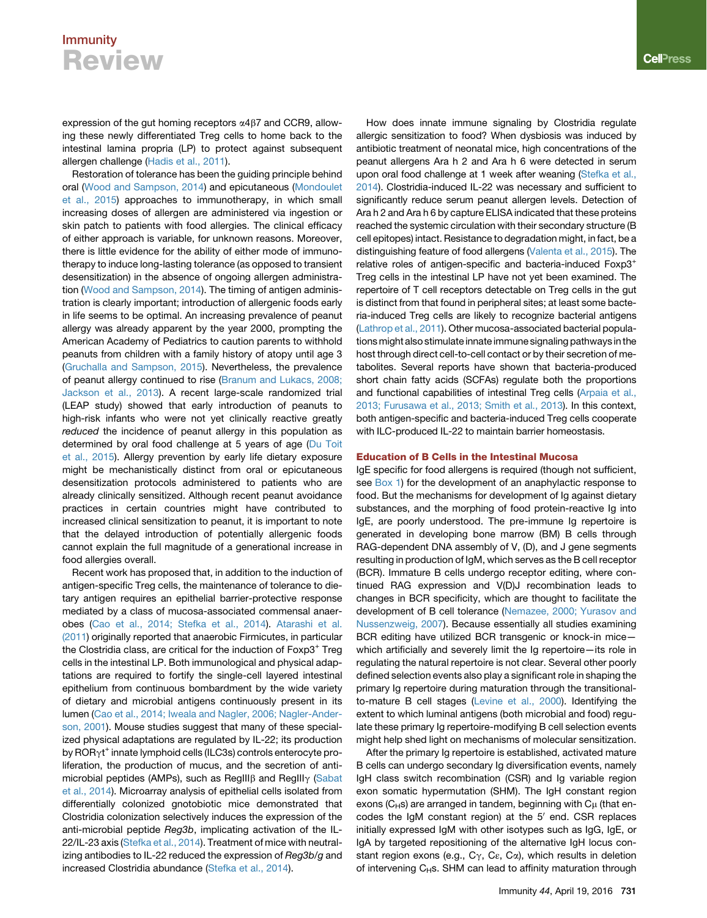expression of the gut homing receptors $\alpha4\beta7$ and CCR9, allowing these newly differentiated Treg cells to home back to the intestinal lamina propria (LP) to protect against subsequent allergen challenge (Hadis et al., 2011).

Restoration of tolerance has been the guiding principle behind oral (Wood and Sampson, 2014) and epicutaneous (Mondoulet et al., 2015) approaches to immunotherapy, in which small increasing doses of allergen are administered via ingestion or skin patch to patients with food allergies. The clinical efficacy of either approach is variable, for unknown reasons. Moreover, there is little evidence for the ability of either mode of immunotherapy to induce long-lasting tolerance (as opposed to transient desensitization) in the absence of ongoing allergen administration (Wood and Sampson, 2014). The timing of antigen administration is clearly important; introduction of allergenic foods early in life seems to be optimal. An increasing prevalence of peanut allergy was already apparent by the year 2000, prompting the American Academy of Pediatrics to caution parents to withhold peanuts from children with a family history of atopy until age 3 (Gruchalla and Sampson, 2015). Nevertheless, the prevalence of peanut allergy continued to rise (Branum and Lukacs, 2008; Jackson et al., 2013). A recent large-scale randomized trial (LEAP study) showed that early introduction of peanuts to high-risk infants who were not yet clinically reactive greatly *reduced* the incidence of peanut allergy in this population as determined by oral food challenge at 5 years of age (Du Toit et al., 2015). Allergy prevention by early life dietary exposure might be mechanistically distinct from oral or epicutaneous desensitization protocols administered to patients who are already clinically sensitized. Although recent peanut avoidance practices in certain countries might have contributed to increased clinical sensitization to peanut, it is important to note that the delayed introduction of potentially allergenic foods cannot explain the full magnitude of a generational increase in food allergies overall.

Recent work has proposed that, in addition to the induction of antigen-specific Treg cells, the maintenance of tolerance to dietary antigen requires an epithelial barrier-protective response mediated by a class of mucosa-associated commensal anaerobes (Cao et al., 2014; Stefka et al., 2014). Atarashi et al. (2011) originally reported that anaerobic Firmicutes, in particular the Clostridia class, are critical for the induction of $Foxp3^{+}$ Treg cells in the intestinal LP. Both immunological and physical adaptations are required to fortify the single-cell layered intestinal epithelium from continuous bombardment by the wide variety of dietary and microbial antigens continuously present in its lumen (Cao et al., 2014; Iweala and Nagler, 2006; Nagler-Anderson, 2001). Mouse studies suggest that many of these specialized physical adaptations are regulated by IL-22; its production by $ROR\gamma t^{+}$ innate lymphoid cells (ILC3s) controls enterocyte proliferation, the production of mucus, and the secretion of antimicrobial peptides (AMPs), such as RegIII$\beta$ and RegIII$\gamma$ (Sabat et al., 2014). Microarray analysis of epithelial cells isolated from differentially colonized gnotobiotic mice demonstrated that Clostridia colonization selectively induces the expression of the anti-microbial peptide *Reg3b*, implicating activation of the IL-22/IL-23 axis (Stefka et al., 2014). Treatment of mice with neutralizing antibodies to IL-22 reduced the expression of *Reg3b/g* and increased Clostridia abundance (Stefka et al., 2014).

How does innate immune signaling by Clostridia regulate allergic sensitization to food? When dysbiosis was induced by antibiotic treatment of neonatal mice, high concentrations of the peanut allergens Ara h 2 and Ara h 6 were detected in serum upon oral food challenge at 1 week after weaning (Stefka et al., 2014). Clostridia-induced IL-22 was necessary and sufficient to significantly reduce serum peanut allergen levels. Detection of Ara h 2 and Ara h 6 by capture ELISA indicated that these proteins reached the systemic circulation with their secondary structure (B cell epitopes) intact. Resistance to degradation might, in fact, be a distinguishing feature of food allergens (Valenta et al., 2015). The relative roles of antigen-specific and bacteria-induced $Foxp3^{+}$ Treg cells in the intestinal LP have not yet been examined. The repertoire of T cell receptors detectable on Treg cells in the gut is distinct from that found in peripheral sites; at least some bacteria-induced Treg cells are likely to recognize bacterial antigens (Lathrop et al., 2011). Other mucosa-associated bacterial populations might also stimulate innate immune signaling pathways in the host through direct cell-to-cell contact or by their secretion of metabolites. Several reports have shown that bacteria-produced short chain fatty acids (SCFAs) regulate both the proportions and functional capabilities of intestinal Treg cells (Arpaia et al., 2013; Furusawa et al., 2013; Smith et al., 2013). In this context, both antigen-specific and bacteria-induced Treg cells cooperate with ILC-produced IL-22 to maintain barrier homeostasis.

## Education of B Cells in the Intestinal Mucosa

IgE specific for food allergens is required (though not sufficient, see Box 1) for the development of an anaphylactic response to food. But the mechanisms for development of Ig against dietary substances, and the morphing of food protein-reactive Ig into IgE, are poorly understood. The pre-immune Ig repertoire is generated in developing bone marrow (BM) B cells through RAG-dependent DNA assembly of V, (D), and J gene segments resulting in production of IgM, which serves as the B cell receptor (BCR). Immature B cells undergo receptor editing, where continued RAG expression and V(D)J recombination leads to changes in BCR specificity, which are thought to facilitate the development of B cell tolerance (Nemazee, 2000; Yurasov and Nussenzweig, 2007). Because essentially all studies examining BCR editing have utilized BCR transgenic or knock-in mice—which artificially and severely limit the Ig repertoire—its role in regulating the natural repertoire is not clear. Several other poorly defined selection events also play a significant role in shaping the primary Ig repertoire during maturation through the transitional-to-mature B cell stages (Levine et al., 2000). Identifying the extent to which luminal antigens (both microbial and food) regulate these primary Ig repertoire-modifying B cell selection events might help shed light on mechanisms of molecular sensitization.

After the primary Ig repertoire is established, activated mature B cells can undergo secondary Ig diversification events, namely IgH class switch recombination (CSR) and Ig variable region exon somatic hypermutation (SHM). The IgH constant region exons ($C_H$s) are arranged in tandem, beginning with $C\mu$ (that encodes the IgM constant region) at the 5′ end. CSR replaces initially expressed IgM with other isotypes such as IgG, IgE, or IgA by targeted repositioning of the alternative IgH locus constant region exons (e.g., $C\gamma$, $C\varepsilon$, $C\alpha$), which results in deletion of intervening $C_H$s. SHM can lead to affinity maturation through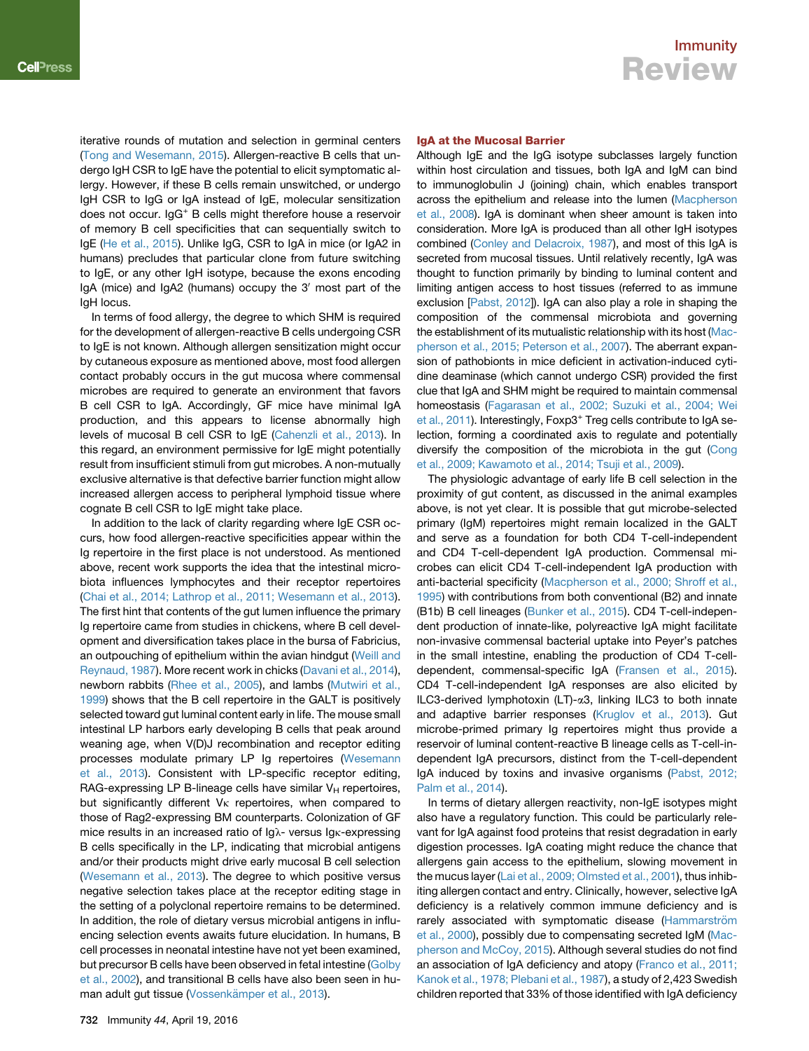iterative rounds of mutation and selection in germinal centers (Tong and Wesemann, 2015). Allergen-reactive B cells that undergo IgH CSR to IgE have the potential to elicit symptomatic allergy. However, if these B cells remain unswitched, or undergo IgH CSR to IgG or IgA instead of IgE, molecular sensitization does not occur. $IgG^+$ B cells might therefore house a reservoir of memory B cell specificities that can sequentially switch to IgE (He et al., 2015). Unlike IgG, CSR to IgA in mice (or IgA2 in humans) precludes that particular clone from future switching to IgE, or any other IgH isotype, because the exons encoding IgA (mice) and IgA2 (humans) occupy the 3′ most part of the IgH locus.

In terms of food allergy, the degree to which SHM is required for the development of allergen-reactive B cells undergoing CSR to IgE is not known. Although allergen sensitization might occur by cutaneous exposure as mentioned above, most food allergen contact probably occurs in the gut mucosa where commensal microbes are required to generate an environment that favors B cell CSR to IgA. Accordingly, GF mice have minimal IgA production, and this appears to license abnormally high levels of mucosal B cell CSR to IgE (Cahenzli et al., 2013). In this regard, an environment permissive for IgE might potentially result from insufficient stimuli from gut microbes. A non-mutually exclusive alternative is that defective barrier function might allow increased allergen access to peripheral lymphoid tissue where cognate B cell CSR to IgE might take place.

In addition to the lack of clarity regarding where IgE CSR occurs, how food allergen-reactive specificities appear within the Ig repertoire in the first place is not understood. As mentioned above, recent work supports the idea that the intestinal microbiota influences lymphocytes and their receptor repertoires (Chai et al., 2014; Lathrop et al., 2011; Wesemann et al., 2013). The first hint that contents of the gut lumen influence the primary Ig repertoire came from studies in chickens, where B cell development and diversification takes place in the bursa of Fabricius, an outpouching of epithelium within the avian hindgut (Weill and Reynaud, 1987). More recent work in chicks (Davani et al., 2014), newborn rabbits (Rhee et al., 2005), and lambs (Mutwiri et al., 1999) shows that the B cell repertoire in the GALT is positively selected toward gut luminal content early in life. The mouse small intestinal LP harbors early developing B cells that peak around weaning age, when V(D)J recombination and receptor editing processes modulate primary LP Ig repertoires (Wesemann et al., 2013). Consistent with LP-specific receptor editing, RAG-expressing LP B-lineage cells have similar $V_H$ repertoires, but significantly different $V\kappa$ repertoires, when compared to those of Rag2-expressing BM counterparts. Colonization of GF mice results in an increased ratio of $Ig\lambda$- versus $Ig\kappa$-expressing B cells specifically in the LP, indicating that microbial antigens and/or their products might drive early mucosal B cell selection (Wesemann et al., 2013). The degree to which positive versus negative selection takes place at the receptor editing stage in the setting of a polyclonal repertoire remains to be determined. In addition, the role of dietary versus microbial antigens in influencing selection events awaits future elucidation. In humans, B cell processes in neonatal intestine have not yet been examined, but precursor B cells have been observed in fetal intestine (Golby et al., 2002), and transitional B cells have also been seen in human adult gut tissue (Vossenkämper et al., 2013).

## IgA at the Mucosal Barrier

Although IgE and the IgG isotype subclasses largely function within host circulation and tissues, both IgA and IgM can bind to immunoglobulin J (joining) chain, which enables transport across the epithelium and release into the lumen (Macpherson et al., 2008). IgA is dominant when sheer amount is taken into consideration. More IgA is produced than all other IgH isotypes combined (Conley and Delacroix, 1987), and most of this IgA is secreted from mucosal tissues. Until relatively recently, IgA was thought to function primarily by binding to luminal content and limiting antigen access to host tissues (referred to as immune exclusion [Pabst, 2012]). IgA can also play a role in shaping the composition of the commensal microbiota and governing the establishment of its mutualistic relationship with its host (Macpherson et al., 2015; Peterson et al., 2007). The aberrant expansion of pathobionts in mice deficient in activation-induced cytidine deaminase (which cannot undergo CSR) provided the first clue that IgA and SHM might be required to maintain commensal homeostasis (Fagarasan et al., 2002; Suzuki et al., 2004; Wei et al., 2011). Interestingly, $Foxp3^+$ Treg cells contribute to IgA selection, forming a coordinated axis to regulate and potentially diversify the composition of the microbiota in the gut (Cong et al., 2009; Kawamoto et al., 2014; Tsuji et al., 2009).

The physiologic advantage of early life B cell selection in the proximity of gut content, as discussed in the animal examples above, is not yet clear. It is possible that gut microbe-selected primary (IgM) repertoires might remain localized in the GALT and serve as a foundation for both CD4 T-cell-independent and CD4 T-cell-dependent IgA production. Commensal microbes can elicit CD4 T-cell-independent IgA production with anti-bacterial specificity (Macpherson et al., 2000; Shroff et al., 1995) with contributions from both conventional (B2) and innate (B1b) B cell lineages (Bunker et al., 2015). CD4 T-cell-independent production of innate-like, polyreactive IgA might facilitate non-invasive commensal bacterial uptake into Peyer's patches in the small intestine, enabling the production of CD4 T-cell-dependent, commensal-specific IgA (Fransen et al., 2015). CD4 T-cell-independent IgA responses are also elicited by ILC3-derived lymphotoxin (LT)-$\alpha$3, linking ILC3 to both innate and adaptive barrier responses (Kruglov et al., 2013). Gut microbe-primed primary Ig repertoires might thus provide a reservoir of luminal content-reactive B lineage cells as T-cell-independent IgA precursors, distinct from the T-cell-dependent IgA induced by toxins and invasive organisms (Pabst, 2012; Palm et al., 2014).

In terms of dietary allergen reactivity, non-IgE isotypes might also have a regulatory function. This could be particularly relevant for IgA against food proteins that resist degradation in early digestion processes. IgA coating might reduce the chance that allergens gain access to the epithelium, slowing movement in the mucus layer (Lai et al., 2009; Olmsted et al., 2001), thus inhibiting allergen contact and entry. Clinically, however, selective IgA deficiency is a relatively common immune deficiency and is rarely associated with symptomatic disease (Hammarström et al., 2000), possibly due to compensating secreted IgM (Macpherson and McCoy, 2015). Although several studies do not find an association of IgA deficiency and atopy (Franco et al., 2011; Kanok et al., 1978; Plebani et al., 1987), a study of 2,423 Swedish children reported that 33% of those identified with IgA deficiency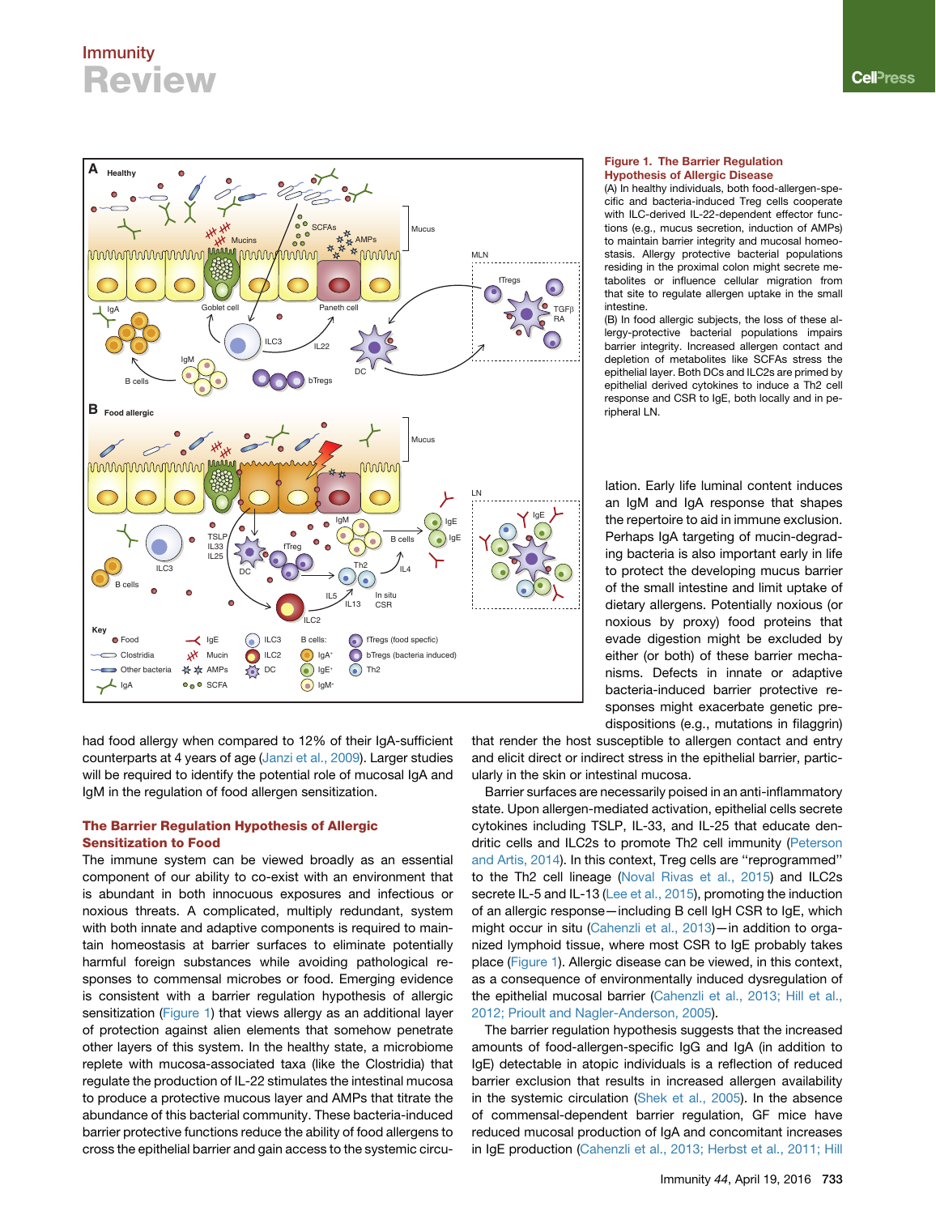**Figure 1. The Barrier Regulation Hypothesis of Allergic Disease**

(A) In healthy individuals, both food-allergen-specific and bacteria-induced Treg cells cooperate with ILC-derived IL-22-dependent effector functions (e.g., mucus secretion, induction of AMPs) to maintain barrier integrity and mucosal homeostasis. Allergy protective bacterial populations residing in the proximal colon might secrete metabolites or influence cellular migration from that site to regulate allergen uptake in the small intestine.

(B) In food allergic subjects, the loss of these allergy-protective bacterial populations impairs barrier integrity. Increased allergen contact and depletion of metabolites like SCFAs stress the epithelial layer. Both DCs and ILC2s are primed by epithelial derived cytokines to induce a Th2 cell response and CSR to IgE, both locally and in peripheral LN.

had food allergy when compared to 12% of their IgA-sufficient counterparts at 4 years of age (Janzi et al., 2009). Larger studies will be required to identify the potential role of mucosal IgA and IgM in the regulation of food allergen sensitization.

## The Barrier Regulation Hypothesis of Allergic Sensitization to Food

The immune system can be viewed broadly as an essential component of our ability to co-exist with an environment that is abundant in both innocuous exposures and infectious or noxious threats. A complicated, multiply redundant, system with both innate and adaptive components is required to maintain homeostasis at barrier surfaces to eliminate potentially harmful foreign substances while avoiding pathological responses to commensal microbes or food. Emerging evidence is consistent with a barrier regulation hypothesis of allergic sensitization (Figure 1) that views allergy as an additional layer of protection against alien elements that somehow penetrate other layers of this system. In the healthy state, a microbiome replete with mucosa-associated taxa (like the Clostridia) that regulate the production of IL-22 stimulates the intestinal mucosa to produce a protective mucous layer and AMPs that titrate the abundance of this bacterial community. These bacteria-induced barrier protective functions reduce the ability of food allergens to cross the epithelial barrier and gain access to the systemic circulation. Early life luminal content induces an IgM and IgA response that shapes the repertoire to aid in immune exclusion. Perhaps IgA targeting of mucin-degrading bacteria is also important early in life to protect the developing mucus barrier of the small intestine and limit uptake of dietary allergens. Potentially noxious (or noxious by proxy) food proteins that evade digestion might be excluded by either (or both) of these barrier mechanisms. Defects in innate or adaptive bacteria-induced barrier protective responses might exacerbate genetic predispositions (e.g., mutations in filaggrin) that render the host susceptible to allergen contact and entry and elicit direct or indirect stress in the epithelial barrier, particularly in the skin or intestinal mucosa.

Barrier surfaces are necessarily poised in an anti-inflammatory state. Upon allergen-mediated activation, epithelial cells secrete cytokines including TSLP, IL-33, and IL-25 that educate dendritic cells and ILC2s to promote Th2 cell immunity (Peterson and Artis, 2014). In this context, Treg cells are "reprogrammed" to the Th2 cell lineage (Noval Rivas et al., 2015) and ILC2s secrete IL-5 and IL-13 (Lee et al., 2015), promoting the induction of an allergic response—including B cell IgH CSR to IgE, which might occur in situ (Cahenzli et al., 2013)—in addition to organized lymphoid tissue, where most CSR to IgE probably takes place (Figure 1). Allergic disease can be viewed, in this context, as a consequence of environmentally induced dysregulation of the epithelial mucosal barrier (Cahenzli et al., 2013; Hill et al., 2012; Prioult and Nagler-Anderson, 2005).

The barrier regulation hypothesis suggests that the increased amounts of food-allergen-specific IgG and IgA (in addition to IgE) detectable in atopic individuals is a reflection of reduced barrier exclusion that results in increased allergen availability in the systemic circulation (Shek et al., 2005). In the absence of commensal-dependent barrier regulation, GF mice have reduced mucosal production of IgA and concomitant increases in IgE production (Cahenzli et al., 2013; Herbst et al., 2011; Hill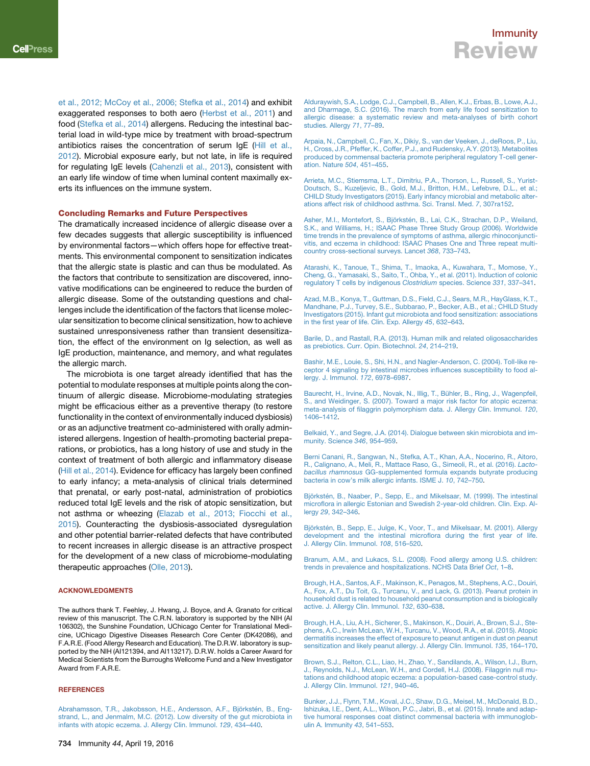et al., 2012; McCoy et al., 2006; Stefka et al., 2014) and exhibit exaggerated responses to both aero (Herbst et al., 2011) and food (Stefka et al., 2014) allergens. Reducing the intestinal bacterial load in wild-type mice by treatment with broad-spectrum antibiotics raises the concentration of serum IgE (Hill et al., 2012). Microbial exposure early, but not late, in life is required for regulating IgE levels (Cahenzli et al., 2013), consistent with an early life window of time when luminal content maximally exerts its influences on the immune system.

## Concluding Remarks and Future Perspectives

The dramatically increased incidence of allergic disease over a few decades suggests that allergic susceptibility is influenced by environmental factors—which offers hope for effective treatments. This environmental component to sensitization indicates that the allergic state is plastic and can thus be modulated. As the factors that contribute to sensitization are discovered, innovative modifications can be engineered to reduce the burden of allergic disease. Some of the outstanding questions and challenges include the identification of the factors that license molecular sensitization to become clinical sensitization, how to achieve sustained unresponsiveness rather than transient desensitization, the effect of the environment on Ig selection, as well as IgE production, maintenance, and memory, and what regulates the allergic march.

The microbiota is one target already identified that has the potential to modulate responses at multiple points along the continuum of allergic disease. Microbiome-modulating strategies might be efficacious either as a preventive therapy (to restore functionality in the context of environmentally induced dysbiosis) or as an adjunctive treatment co-administered with orally administered allergens. Ingestion of health-promoting bacterial preparations, or probiotics, has a long history of use and study in the context of treatment of both allergic and inflammatory disease (Hill et al., 2014). Evidence for efficacy has largely been confined to early infancy; a meta-analysis of clinical trials determined that prenatal, or early post-natal, administration of probiotics reduced total IgE levels and the risk of atopic sensitization, but not asthma or wheezing (Elazab et al., 2013; Fiocchi et al., 2015). Counteracting the dysbiosis-associated dysregulation and other potential barrier-related defects that have contributed to recent increases in allergic disease is an attractive prospect for the development of a new class of microbiome-modulating therapeutic approaches (Olle, 2013).

## ACKNOWLEDGMENTS

The authors thank T. Feehley, J. Hwang, J. Boyce, and A. Granato for critical review of this manuscript. The C.R.N. laboratory is supported by the NIH (AI 106302), the Sunshine Foundation, UChicago Center for Translational Medicine, UChicago Digestive Diseases Research Core Center (DK42086), and F.A.R.E. (Food Allergy Research and Education). The D.R.W. laboratory is supported by the NIH (AI121394, and AI113217). D.R.W. holds a Career Award for Medical Scientists from the Burroughs Wellcome Fund and a New Investigator Award from F.A.R.E.

## REFERENCES

Abrahamsson, T.R., Jakobsson, H.E., Andersson, A.F., Björkstén, B., Engstrand, L., and Jenmalm, M.C. (2012). Low diversity of the gut microbiota in infants with atopic eczema. J. Allergy Clin. Immunol. *129*, 434–440.

Alduraywish, S.A., Lodge, C.J., Campbell, B., Allen, K.J., Erbas, B., Lowe, A.J., and Dharmage, S.C. (2016). The march from early life food sensitization to allergic disease: a systematic review and meta-analyses of birth cohort studies. Allergy *71*, 77–89.

Arpaia, N., Campbell, C., Fan, X., Dikiy, S., van der Veeken, J., deRoos, P., Liu, H., Cross, J.R., Pfeffer, K., Coffer, P.J., and Rudensky, A.Y. (2013). Metabolites produced by commensal bacteria promote peripheral regulatory T-cell generation. Nature *504*, 451–455.

Arrieta, M.C., Stiemsma, L.T., Dimitriu, P.A., Thorson, L., Russell, S., Yurist-Doutsch, S., Kuzeljevic, B., Gold, M.J., Britton, H.M., Lefebvre, D.L., et al.; CHILD Study Investigators (2015). Early infancy microbial and metabolic alterations affect risk of childhood asthma. Sci. Transl. Med. *7*, 307ra152.

Asher, M.I., Montefort, S., Björkstén, B., Lai, C.K., Strachan, D.P., Weiland, S.K., and Williams, H.; ISAAC Phase Three Study Group (2006). Worldwide time trends in the prevalence of symptoms of asthma, allergic rhinoconjunctivitis, and eczema in childhood: ISAAC Phases One and Three repeat multicountry cross-sectional surveys. Lancet *368*, 733–743.

Atarashi, K., Tanoue, T., Shima, T., Imaoka, A., Kuwahara, T., Momose, Y., Cheng, G., Yamasaki, S., Saito, T., Ohba, Y., et al. (2011). Induction of colonic regulatory T cells by indigenous *Clostridium* species. Science *331*, 337–341.

Azad, M.B., Konya, T., Guttman, D.S., Field, C.J., Sears, M.R., HayGlass, K.T., Mandhane, P.J., Turvey, S.E., Subbarao, P., Becker, A.B., et al.; CHILD Study Investigators (2015). Infant gut microbiota and food sensitization: associations in the first year of life. Clin. Exp. Allergy *45*, 632–643.

Barile, D., and Rastall, R.A. (2013). Human milk and related oligosaccharides as prebiotics. Curr. Opin. Biotechnol. *24*, 214–219.

Bashir, M.E., Louie, S., Shi, H.N., and Nagler-Anderson, C. (2004). Toll-like receptor 4 signaling by intestinal microbes influences susceptibility to food allergy. J. Immunol. *172*, 6978–6987.

Baurecht, H., Irvine, A.D., Novak, N., Illig, T., Bühler, B., Ring, J., Wagenpfeil, S., and Weidinger, S. (2007). Toward a major risk factor for atopic eczema: meta-analysis of filaggrin polymorphism data. J. Allergy Clin. Immunol. *120*, 1406–1412.

Belkaid, Y., and Segre, J.A. (2014). Dialogue between skin microbiota and immunity. Science *346*, 954–959.

Berni Canani, R., Sangwan, N., Stefka, A.T., Khan, A.A., Nocerino, R., Aitoro, R., Calignano, A., Meli, R., Mattace Raso, G., Simeoli, R., et al. (2016). *Lactobacillus rhamnosus* GG-supplemented formula expands butyrate producing bacteria in cow's milk allergic infants. ISME J. *10*, 742–750.

Björkstén, B., Naaber, P., Sepp, E., and Mikelsaar, M. (1999). The intestinal microflora in allergic Estonian and Swedish 2-year-old children. Clin. Exp. Allergy *29*, 342–346.

Björkstén, B., Sepp, E., Julge, K., Voor, T., and Mikelsaar, M. (2001). Allergy development and the intestinal microflora during the first year of life. J. Allergy Clin. Immunol. *108*, 516–520.

Branum, A.M., and Lukacs, S.L. (2008). Food allergy among U.S. children: trends in prevalence and hospitalizations. NCHS Data Brief *Oct*, 1–8.

Brough, H.A., Santos, A.F., Makinson, K., Penagos, M., Stephens, A.C., Douiri, A., Fox, A.T., Du Toit, G., Turcanu, V., and Lack, G. (2013). Peanut protein in household dust is related to household peanut consumption and is biologically active. J. Allergy Clin. Immunol. *132*, 630–638.

Brough, H.A., Liu, A.H., Sicherer, S., Makinson, K., Douiri, A., Brown, S.J., Stephens, A.C., Irwin McLean, W.H., Turcanu, V., Wood, R.A., et al. (2015). Atopic dermatitis increases the effect of exposure to peanut antigen in dust on peanut sensitization and likely peanut allergy. J. Allergy Clin. Immunol. *135*, 164–170.

Brown, S.J., Relton, C.L., Liao, H., Zhao, Y., Sandilands, A., Wilson, I.J., Burn, J., Reynolds, N.J., McLean, W.H., and Cordell, H.J. (2008). Filaggrin null mutations and childhood atopic eczema: a population-based case-control study. J. Allergy Clin. Immunol. *121*, 940–46.

Bunker, J.J., Flynn, T.M., Koval, J.C., Shaw, D.G., Meisel, M., McDonald, B.D., Ishizuka, I.E., Dent, A.L., Wilson, P.C., Jabri, B., et al. (2015). Innate and adaptive humoral responses coat distinct commensal bacteria with immunoglobulin A. Immunity *43*, 541–553.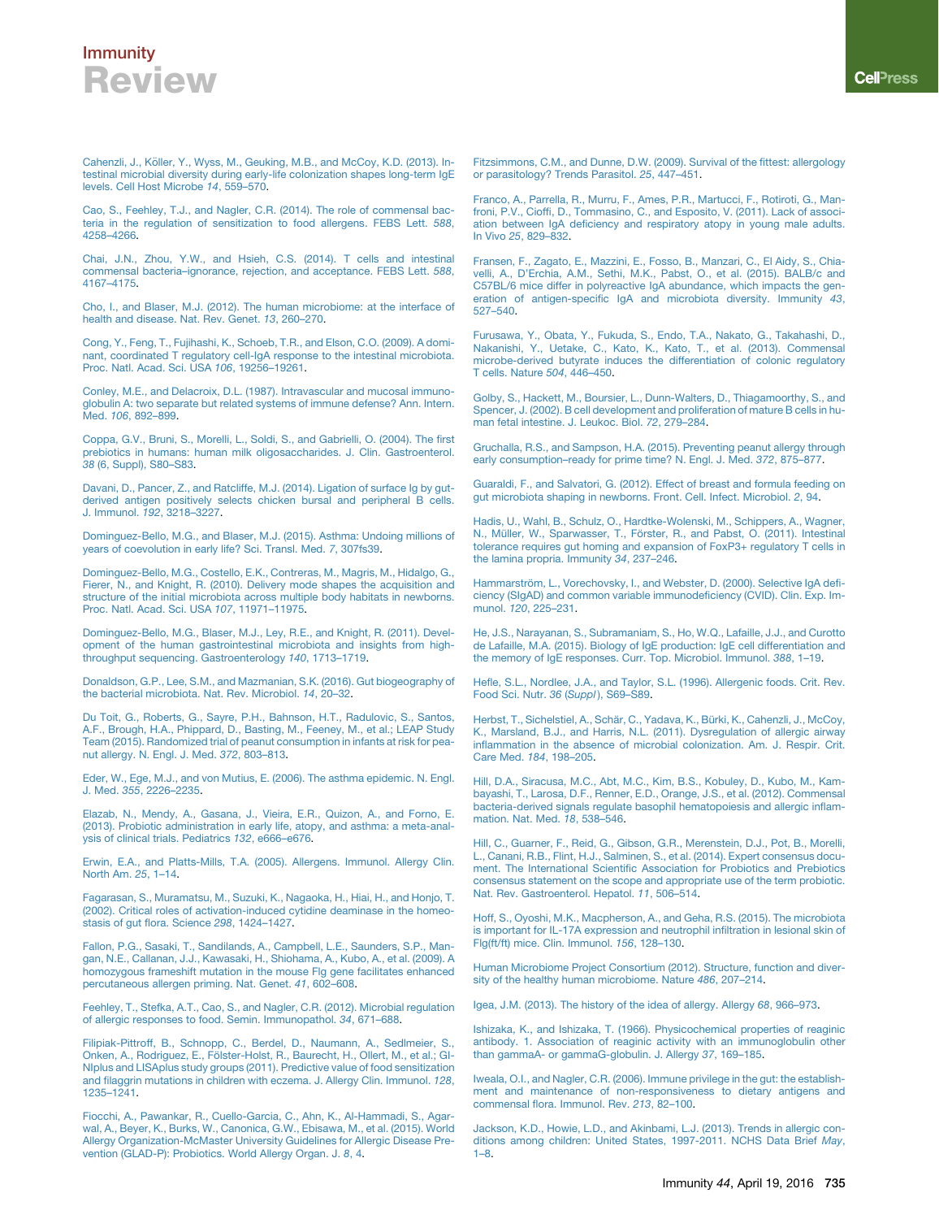Cahenzli, J., Köller, Y., Wyss, M., Geuking, M.B., and McCoy, K.D. (2013). Intestinal microbial diversity during early-life colonization shapes long-term IgE levels. Cell Host Microbe *14*, 559–570.

Cao, S., Feehley, T.J., and Nagler, C.R. (2014). The role of commensal bacteria in the regulation of sensitization to food allergens. FEBS Lett. *588*, 4258–4266.

Chai, J.N., Zhou, Y.W., and Hsieh, C.S. (2014). T cells and intestinal commensal bacteria–ignorance, rejection, and acceptance. FEBS Lett. *588*, 4167–4175.

Cho, I., and Blaser, M.J. (2012). The human microbiome: at the interface of health and disease. Nat. Rev. Genet. *13*, 260–270.

Cong, Y., Feng, T., Fujihashi, K., Schoeb, T.R., and Elson, C.O. (2009). A dominant, coordinated T regulatory cell-IgA response to the intestinal microbiota. Proc. Natl. Acad. Sci. USA *106*, 19256–19261.

Conley, M.E., and Delacroix, D.L. (1987). Intravascular and mucosal immunoglobulin A: two separate but related systems of immune defense? Ann. Intern. Med. *106*, 892–899.

Coppa, G.V., Bruni, S., Morelli, L., Soldi, S., and Gabrielli, O. (2004). The first prebiotics in humans: human milk oligosaccharides. J. Clin. Gastroenterol. *38* (6, Suppl), S80–S83.

Davani, D., Pancer, Z., and Ratcliffe, M.J. (2014). Ligation of surface Ig by gut-derived antigen positively selects chicken bursal and peripheral B cells. J. Immunol. *192*, 3218–3227.

Dominguez-Bello, M.G., and Blaser, M.J. (2015). Asthma: Undoing millions of years of coevolution in early life? Sci. Transl. Med. *7*, 307fs39.

Dominguez-Bello, M.G., Costello, E.K., Contreras, M., Magris, M., Hidalgo, G., Fierer, N., and Knight, R. (2010). Delivery mode shapes the acquisition and structure of the initial microbiota across multiple body habitats in newborns. Proc. Natl. Acad. Sci. USA *107*, 11971–11975.

Dominguez-Bello, M.G., Blaser, M.J., Ley, R.E., and Knight, R. (2011). Development of the human gastrointestinal microbiota and insights from high-throughput sequencing. Gastroenterology *140*, 1713–1719.

Donaldson, G.P., Lee, S.M., and Mazmanian, S.K. (2016). Gut biogeography of the bacterial microbiota. Nat. Rev. Microbiol. *14*, 20–32.

Du Toit, G., Roberts, G., Sayre, P.H., Bahnson, H.T., Radulovic, S., Santos, A.F., Brough, H.A., Phippard, D., Basting, M., Feeney, M., et al.; LEAP Study Team (2015). Randomized trial of peanut consumption in infants at risk for peanut allergy. N. Engl. J. Med. *372*, 803–813.

Eder, W., Ege, M.J., and von Mutius, E. (2006). The asthma epidemic. N. Engl. J. Med. *355*, 2226–2235.

Elazab, N., Mendy, A., Gasana, J., Vieira, E.R., Quizon, A., and Forno, E. (2013). Probiotic administration in early life, atopy, and asthma: a meta-analysis of clinical trials. Pediatrics *132*, e666–e676.

Erwin, E.A., and Platts-Mills, T.A. (2005). Allergens. Immunol. Allergy Clin. North Am. *25*, 1–14.

Fagarasan, S., Muramatsu, M., Suzuki, K., Nagaoka, H., Hiai, H., and Honjo, T. (2002). Critical roles of activation-induced cytidine deaminase in the homeostasis of gut flora. Science *298*, 1424–1427.

Fallon, P.G., Sasaki, T., Sandilands, A., Campbell, L.E., Saunders, S.P., Mangan, N.E., Callanan, J.J., Kawasaki, H., Shiohama, A., Kubo, A., et al. (2009). A homozygous frameshift mutation in the mouse Flg gene facilitates enhanced percutaneous allergen priming. Nat. Genet. *41*, 602–608.

Feehley, T., Stefka, A.T., Cao, S., and Nagler, C.R. (2012). Microbial regulation of allergic responses to food. Semin. Immunopathol. *34*, 671–688.

Filipiak-Pittroff, B., Schnopp, C., Berdel, D., Naumann, A., Sedlmeier, S., Onken, A., Rodriguez, E., Fölster-Holst, R., Baurecht, H., Ollert, M., et al.; GINIplus and LISAplus study groups (2011). Predictive value of food sensitization and filaggrin mutations in children with eczema. J. Allergy Clin. Immunol. *128*, 1235–1241.

Fiocchi, A., Pawankar, R., Cuello-Garcia, C., Ahn, K., Al-Hammadi, S., Agarwal, A., Beyer, K., Burks, W., Canonica, G.W., Ebisawa, M., et al. (2015). World Allergy Organization-McMaster University Guidelines for Allergic Disease Prevention (GLAD-P): Probiotics. World Allergy Organ. J. *8*, 4.

Fitzsimmons, C.M., and Dunne, D.W. (2009). Survival of the fittest: allergology or parasitology? Trends Parasitol. *25*, 447–451.

Franco, A., Parrella, R., Murru, F., Ames, P.R., Martucci, F., Rotiroti, G., Manfroni, P.V., Cioffi, D., Tommasino, C., and Esposito, V. (2011). Lack of association between IgA deficiency and respiratory atopy in young male adults. In Vivo *25*, 829–832.

Fransen, F., Zagato, E., Mazzini, E., Fosso, B., Manzari, C., El Aidy, S., Chiavelli, A., D'Erchia, A.M., Sethi, M.K., Pabst, O., et al. (2015). BALB/c and C57BL/6 mice differ in polyreactive IgA abundance, which impacts the generation of antigen-specific IgA and microbiota diversity. Immunity *43*, 527–540.

Furusawa, Y., Obata, Y., Fukuda, S., Endo, T.A., Nakato, G., Takahashi, D., Nakanishi, Y., Uetake, C., Kato, K., Kato, T., et al. (2013). Commensal microbe-derived butyrate induces the differentiation of colonic regulatory T cells. Nature *504*, 446–450.

Golby, S., Hackett, M., Boursier, L., Dunn-Walters, D., Thiagamoorthy, S., and Spencer, J. (2002). B cell development and proliferation of mature B cells in human fetal intestine. J. Leukoc. Biol. *72*, 279–284.

Gruchalla, R.S., and Sampson, H.A. (2015). Preventing peanut allergy through early consumption–ready for prime time? N. Engl. J. Med. *372*, 875–877.

Guaraldi, F., and Salvatori, G. (2012). Effect of breast and formula feeding on gut microbiota shaping in newborns. Front. Cell. Infect. Microbiol. *2*, 94.

Hadis, U., Wahl, B., Schulz, O., Hardtke-Wolenski, M., Schippers, A., Wagner, N., Müller, W., Sparwasser, T., Förster, R., and Pabst, O. (2011). Intestinal tolerance requires gut homing and expansion of FoxP3+ regulatory T cells in the lamina propria. Immunity *34*, 237–246.

Hammarström, L., Vorechovsky, I., and Webster, D. (2000). Selective IgA deficiency (SIgAD) and common variable immunodeficiency (CVID). Clin. Exp. Immunol. *120*, 225–231.

He, J.S., Narayanan, S., Subramaniam, S., Ho, W.Q., Lafaille, J.J., and Curotto de Lafaille, M.A. (2015). Biology of IgE production: IgE cell differentiation and the memory of IgE responses. Curr. Top. Microbiol. Immunol. *388*, 1–19.

Hefle, S.L., Nordlee, J.A., and Taylor, S.L. (1996). Allergenic foods. Crit. Rev. Food Sci. Nutr. *36* (*Suppl*), S69–S89.

Herbst, T., Sichelstiel, A., Schär, C., Yadava, K., Bürki, K., Cahenzli, J., McCoy, K., Marsland, B.J., and Harris, N.L. (2011). Dysregulation of allergic airway inflammation in the absence of microbial colonization. Am. J. Respir. Crit. Care Med. *184*, 198–205.

Hill, D.A., Siracusa, M.C., Abt, M.C., Kim, B.S., Kobuley, D., Kubo, M., Kambayashi, T., Larosa, D.F., Renner, E.D., Orange, J.S., et al. (2012). Commensal bacteria-derived signals regulate basophil hematopoiesis and allergic inflammation. Nat. Med. *18*, 538–546.

Hill, C., Guarner, F., Reid, G., Gibson, G.R., Merenstein, D.J., Pot, B., Morelli, L., Canani, R.B., Flint, H.J., Salminen, S., et al. (2014). Expert consensus document. The International Scientific Association for Probiotics and Prebiotics consensus statement on the scope and appropriate use of the term probiotic. Nat. Rev. Gastroenterol. Hepatol. *11*, 506–514.

Hoff, S., Oyoshi, M.K., Macpherson, A., and Geha, R.S. (2015). The microbiota is important for IL-17A expression and neutrophil infiltration in lesional skin of Flg(ft/ft) mice. Clin. Immunol. *156*, 128–130.

Human Microbiome Project Consortium (2012). Structure, function and diversity of the healthy human microbiome. Nature *486*, 207–214.

Igea, J.M. (2013). The history of the idea of allergy. Allergy *68*, 966–973.

Ishizaka, K., and Ishizaka, T. (1966). Physicochemical properties of reaginic antibody. 1. Association of reaginic activity with an immunoglobulin other than gammaA- or gammaG-globulin. J. Allergy *37*, 169–185.

Iweala, O.I., and Nagler, C.R. (2006). Immune privilege in the gut: the establishment and maintenance of non-responsiveness to dietary antigens and commensal flora. Immunol. Rev. *213*, 82–100.

Jackson, K.D., Howie, L.D., and Akinbami, L.J. (2013). Trends in allergic conditions among children: United States, 1997-2011. NCHS Data Brief *May*, 1–8.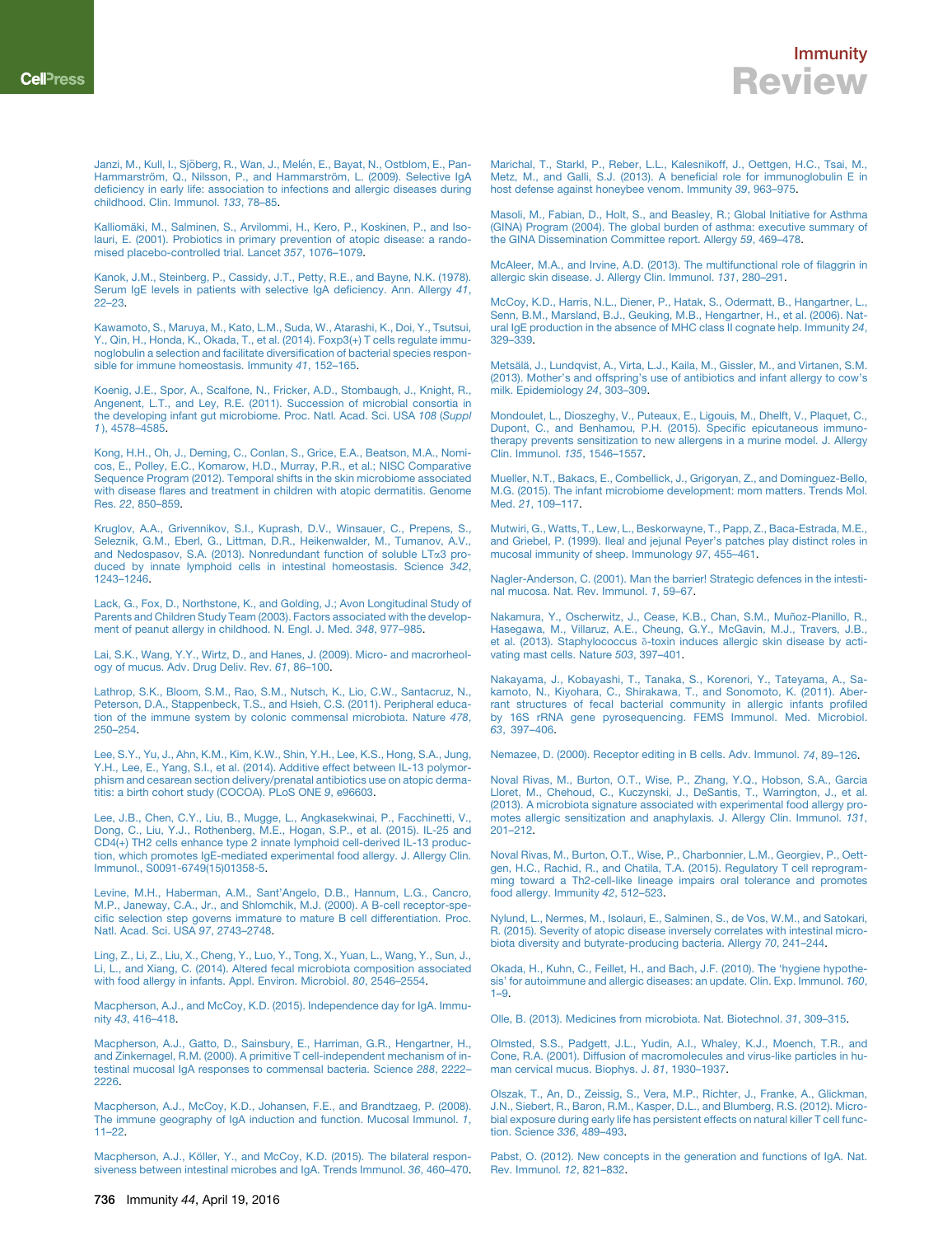Janzi, M., Kull, I., Sjöberg, R., Wan, J., Melén, E., Bayat, N., Ostblom, E., Pan-Hammarström, Q., Nilsson, P., and Hammarström, L. (2009). Selective IgA deficiency in early life: association to infections and allergic diseases during childhood. Clin. Immunol. *133*, 78–85.

Kalliomäki, M., Salminen, S., Arvilommi, H., Kero, P., Koskinen, P., and Isolauri, E. (2001). Probiotics in primary prevention of atopic disease: a randomised placebo-controlled trial. Lancet *357*, 1076–1079.

Kanok, J.M., Steinberg, P., Cassidy, J.T., Petty, R.E., and Bayne, N.K. (1978). Serum IgE levels in patients with selective IgA deficiency. Ann. Allergy *41*, 22–23.

Kawamoto, S., Maruya, M., Kato, L.M., Suda, W., Atarashi, K., Doi, Y., Tsutsui, Y., Qin, H., Honda, K., Okada, T., et al. (2014). Foxp3(+) T cells regulate immunoglobulin a selection and facilitate diversification of bacterial species responsible for immune homeostasis. Immunity *41*, 152–165.

Koenig, J.E., Spor, A., Scalfone, N., Fricker, A.D., Stombaugh, J., Knight, R., Angenent, L.T., and Ley, R.E. (2011). Succession of microbial consortia in the developing infant gut microbiome. Proc. Natl. Acad. Sci. USA *108* (*Suppl 1*), 4578–4585.

Kong, H.H., Oh, J., Deming, C., Conlan, S., Grice, E.A., Beatson, M.A., Nomicos, E., Polley, E.C., Komarow, H.D., Murray, P.R., et al.; NISC Comparative Sequence Program (2012). Temporal shifts in the skin microbiome associated with disease flares and treatment in children with atopic dermatitis. Genome Res. *22*, 850–859.

Kruglov, A.A., Grivennikov, S.I., Kuprash, D.V., Winsauer, C., Prepens, S., Seleznik, G.M., Eberl, G., Littman, D.R., Heikenwalder, M., Tumanov, A.V., and Nedospasov, S.A. (2013). Nonredundant function of soluble LTα3 produced by innate lymphoid cells in intestinal homeostasis. Science *342*, 1243–1246.

Lack, G., Fox, D., Northstone, K., and Golding, J.; Avon Longitudinal Study of Parents and Children Study Team (2003). Factors associated with the development of peanut allergy in childhood. N. Engl. J. Med. *348*, 977–985.

Lai, S.K., Wang, Y.Y., Wirtz, D., and Hanes, J. (2009). Micro- and macrorheology of mucus. Adv. Drug Deliv. Rev. *61*, 86–100.

Lathrop, S.K., Bloom, S.M., Rao, S.M., Nutsch, K., Lio, C.W., Santacruz, N., Peterson, D.A., Stappenbeck, T.S., and Hsieh, C.S. (2011). Peripheral education of the immune system by colonic commensal microbiota. Nature *478*, 250–254.

Lee, S.Y., Yu, J., Ahn, K.M., Kim, K.W., Shin, Y.H., Lee, K.S., Hong, S.A., Jung, Y.H., Lee, E., Yang, S.I., et al. (2014). Additive effect between IL-13 polymorphism and cesarean section delivery/prenatal antibiotics use on atopic dermatitis: a birth cohort study (COCOA). PLoS ONE *9*, e96603.

Lee, J.B., Chen, C.Y., Liu, B., Mugge, L., Angkasekwinai, P., Facchinetti, V., Dong, C., Liu, Y.J., Rothenberg, M.E., Hogan, S.P., et al. (2015). IL-25 and CD4(+) TH2 cells enhance type 2 innate lymphoid cell-derived IL-13 production, which promotes IgE-mediated experimental food allergy. J. Allergy Clin. Immunol., S0091-6749(15)01358-5.

Levine, M.H., Haberman, A.M., Sant'Angelo, D.B., Hannum, L.G., Cancro, M.P., Janeway, C.A., Jr., and Shlomchik, M.J. (2000). A B-cell receptor-specific selection step governs immature to mature B cell differentiation. Proc. Natl. Acad. Sci. USA *97*, 2743–2748.

Ling, Z., Li, Z., Liu, X., Cheng, Y., Luo, Y., Tong, X., Yuan, L., Wang, Y., Sun, J., Li, L., and Xiang, C. (2014). Altered fecal microbiota composition associated with food allergy in infants. Appl. Environ. Microbiol. *80*, 2546–2554.

Macpherson, A.J., and McCoy, K.D. (2015). Independence day for IgA. Immunity *43*, 416–418.

Macpherson, A.J., Gatto, D., Sainsbury, E., Harriman, G.R., Hengartner, H., and Zinkernagel, R.M. (2000). A primitive T cell-independent mechanism of intestinal mucosal IgA responses to commensal bacteria. Science *288*, 2222–2226.

Macpherson, A.J., McCoy, K.D., Johansen, F.E., and Brandtzaeg, P. (2008). The immune geography of IgA induction and function. Mucosal Immunol. *1*, 11–22.

Macpherson, A.J., Köller, Y., and McCoy, K.D. (2015). The bilateral responsiveness between intestinal microbes and IgA. Trends Immunol. *36*, 460–470.

Marichal, T., Starkl, P., Reber, L.L., Kalesnikoff, J., Oettgen, H.C., Tsai, M., Metz, M., and Galli, S.J. (2013). A beneficial role for immunoglobulin E in host defense against honeybee venom. Immunity *39*, 963–975.

Masoli, M., Fabian, D., Holt, S., and Beasley, R.; Global Initiative for Asthma (GINA) Program (2004). The global burden of asthma: executive summary of the GINA Dissemination Committee report. Allergy *59*, 469–478.

McAleer, M.A., and Irvine, A.D. (2013). The multifunctional role of filaggrin in allergic skin disease. J. Allergy Clin. Immunol. *131*, 280–291.

McCoy, K.D., Harris, N.L., Diener, P., Hatak, S., Odermatt, B., Hangartner, L., Senn, B.M., Marsland, B.J., Geuking, M.B., Hengartner, H., et al. (2006). Natural IgE production in the absence of MHC class II cognate help. Immunity *24*, 329–339.

Metsälä, J., Lundqvist, A., Virta, L.J., Kaila, M., Gissler, M., and Virtanen, S.M. (2013). Mother's and offspring's use of antibiotics and infant allergy to cow's milk. Epidemiology *24*, 303–309.

Mondoulet, L., Dioszeghy, V., Puteaux, E., Ligouis, M., Dhelft, V., Plaquet, C., Dupont, C., and Benhamou, P.H. (2015). Specific epicutaneous immunotherapy prevents sensitization to new allergens in a murine model. J. Allergy Clin. Immunol. *135*, 1546–1557.

Mueller, N.T., Bakacs, E., Combellick, J., Grigoryan, Z., and Dominguez-Bello, M.G. (2015). The infant microbiome development: mom matters. Trends Mol. Med. *21*, 109–117.

Mutwiri, G., Watts, T., Lew, L., Beskorwayne, T., Papp, Z., Baca-Estrada, M.E., and Griebel, P. (1999). Ileal and jejunal Peyer's patches play distinct roles in mucosal immunity of sheep. Immunology *97*, 455–461.

Nagler-Anderson, C. (2001). Man the barrier! Strategic defences in the intestinal mucosa. Nat. Rev. Immunol. *1*, 59–67.

Nakamura, Y., Oscherwitz, J., Cease, K.B., Chan, S.M., Muñoz-Planillo, R., Hasegawa, M., Villaruz, A.E., Cheung, G.Y., McGavin, M.J., Travers, J.B., et al. (2013). Staphylococcus δ-toxin induces allergic skin disease by activating mast cells. Nature *503*, 397–401.

Nakayama, J., Kobayashi, T., Tanaka, S., Korenori, Y., Tateyama, A., Sakamoto, N., Kiyohara, C., Shirakawa, T., and Sonomoto, K. (2011). Aberrant structures of fecal bacterial community in allergic infants profiled by 16S rRNA gene pyrosequencing. FEMS Immunol. Med. Microbiol. *63*, 397–406.

Nemazee, D. (2000). Receptor editing in B cells. Adv. Immunol. *74*, 89–126.

Noval Rivas, M., Burton, O.T., Wise, P., Zhang, Y.Q., Hobson, S.A., Garcia Lloret, M., Chehoud, C., Kuczynski, J., DeSantis, T., Warrington, J., et al. (2013). A microbiota signature associated with experimental food allergy promotes allergic sensitization and anaphylaxis. J. Allergy Clin. Immunol. *131*, 201–212.

Noval Rivas, M., Burton, O.T., Wise, P., Charbonnier, L.M., Georgiev, P., Oettgen, H.C., Rachid, R., and Chatila, T.A. (2015). Regulatory T cell reprogramming toward a Th2-cell-like lineage impairs oral tolerance and promotes food allergy. Immunity *42*, 512–523.

Nylund, L., Nermes, M., Isolauri, E., Salminen, S., de Vos, W.M., and Satokari, R. (2015). Severity of atopic disease inversely correlates with intestinal microbiota diversity and butyrate-producing bacteria. Allergy *70*, 241–244.

Okada, H., Kuhn, C., Feillet, H., and Bach, J.F. (2010). The 'hygiene hypothesis' for autoimmune and allergic diseases: an update. Clin. Exp. Immunol. *160*, 1–9.

Olle, B. (2013). Medicines from microbiota. Nat. Biotechnol. *31*, 309–315.

Olmsted, S.S., Padgett, J.L., Yudin, A.I., Whaley, K.J., Moench, T.R., and Cone, R.A. (2001). Diffusion of macromolecules and virus-like particles in human cervical mucus. Biophys. J. *81*, 1930–1937.

Olszak, T., An, D., Zeissig, S., Vera, M.P., Richter, J., Franke, A., Glickman, J.N., Siebert, R., Baron, R.M., Kasper, D.L., and Blumberg, R.S. (2012). Microbial exposure during early life has persistent effects on natural killer T cell function. Science *336*, 489–493.

Pabst, O. (2012). New concepts in the generation and functions of IgA. Nat. Rev. Immunol. *12*, 821–832.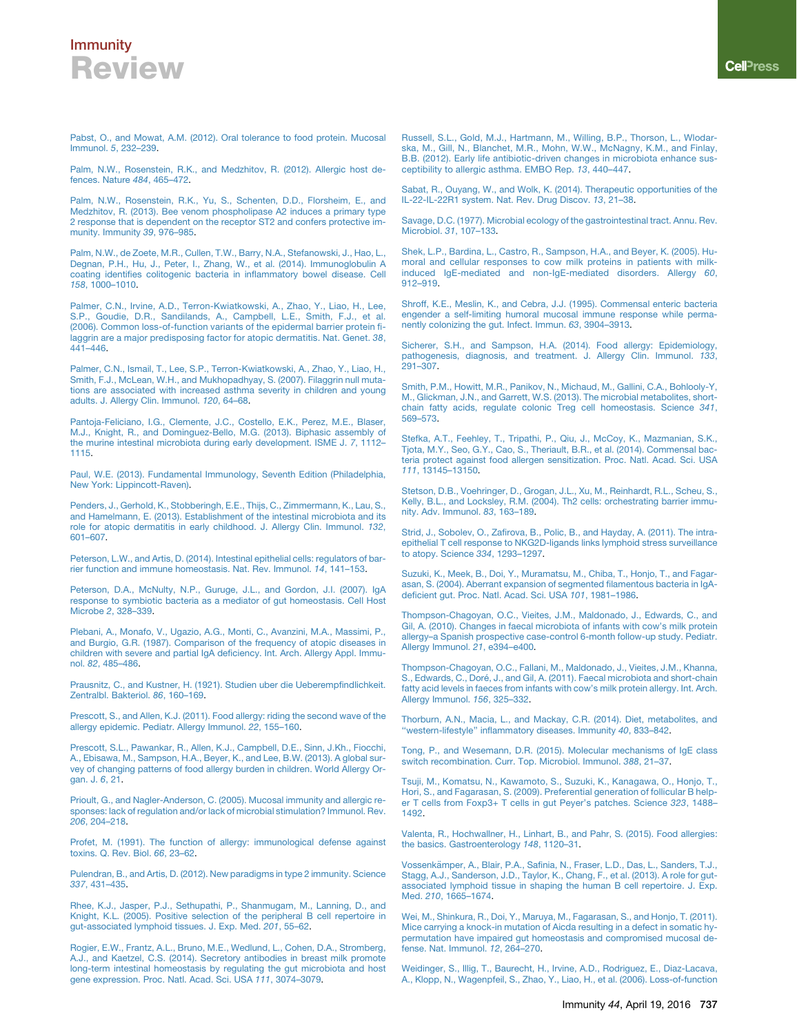Pabst, O., and Mowat, A.M. (2012). Oral tolerance to food protein. Mucosal Immunol. *5*, 232–239.

Palm, N.W., Rosenstein, R.K., and Medzhitov, R. (2012). Allergic host defences. Nature *484*, 465–472.

Palm, N.W., Rosenstein, R.K., Yu, S., Schenten, D.D., Florsheim, E., and Medzhitov, R. (2013). Bee venom phospholipase A2 induces a primary type 2 response that is dependent on the receptor ST2 and confers protective immunity. Immunity *39*, 976–985.

Palm, N.W., de Zoete, M.R., Cullen, T.W., Barry, N.A., Stefanowski, J., Hao, L., Degnan, P.H., Hu, J., Peter, I., Zhang, W., et al. (2014). Immunoglobulin A coating identifies colitogenic bacteria in inflammatory bowel disease. Cell *158*, 1000–1010.

Palmer, C.N., Irvine, A.D., Terron-Kwiatkowski, A., Zhao, Y., Liao, H., Lee, S.P., Goudie, D.R., Sandilands, A., Campbell, L.E., Smith, F.J., et al. (2006). Common loss-of-function variants of the epidermal barrier protein filaggrin are a major predisposing factor for atopic dermatitis. Nat. Genet. *38*, 441–446.

Palmer, C.N., Ismail, T., Lee, S.P., Terron-Kwiatkowski, A., Zhao, Y., Liao, H., Smith, F.J., McLean, W.H., and Mukhopadhyay, S. (2007). Filaggrin null mutations are associated with increased asthma severity in children and young adults. J. Allergy Clin. Immunol. *120*, 64–68.

Pantoja-Feliciano, I.G., Clemente, J.C., Costello, E.K., Perez, M.E., Blaser, M.J., Knight, R., and Dominguez-Bello, M.G. (2013). Biphasic assembly of the murine intestinal microbiota during early development. ISME J. *7*, 1112–1115.

Paul, W.E. (2013). Fundamental Immunology, Seventh Edition (Philadelphia, New York: Lippincott-Raven).

Penders, J., Gerhold, K., Stobberingh, E.E., Thijs, C., Zimmermann, K., Lau, S., and Hamelmann, E. (2013). Establishment of the intestinal microbiota and its role for atopic dermatitis in early childhood. J. Allergy Clin. Immunol. *132*, 601–607.

Peterson, L.W., and Artis, D. (2014). Intestinal epithelial cells: regulators of barrier function and immune homeostasis. Nat. Rev. Immunol. *14*, 141–153.

Peterson, D.A., McNulty, N.P., Guruge, J.L., and Gordon, J.I. (2007). IgA response to symbiotic bacteria as a mediator of gut homeostasis. Cell Host Microbe *2*, 328–339.

Plebani, A., Monafo, V., Ugazio, A.G., Monti, C., Avanzini, M.A., Massimi, P., and Burgio, G.R. (1987). Comparison of the frequency of atopic diseases in children with severe and partial IgA deficiency. Int. Arch. Allergy Appl. Immunol. *82*, 485–486.

Prausnitz, C., and Kustner, H. (1921). Studien uber die Ueberempfindlichkeit. Zentralbl. Bakteriol. *86*, 160–169.

Prescott, S., and Allen, K.J. (2011). Food allergy: riding the second wave of the allergy epidemic. Pediatr. Allergy Immunol. *22*, 155–160.

Prescott, S.L., Pawankar, R., Allen, K.J., Campbell, D.E., Sinn, J.Kh., Fiocchi, A., Ebisawa, M., Sampson, H.A., Beyer, K., and Lee, B.W. (2013). A global survey of changing patterns of food allergy burden in children. World Allergy Organ. J. *6*, 21.

Prioult, G., and Nagler-Anderson, C. (2005). Mucosal immunity and allergic responses: lack of regulation and/or lack of microbial stimulation? Immunol. Rev. *206*, 204–218.

Profet, M. (1991). The function of allergy: immunological defense against toxins. Q. Rev. Biol. *66*, 23–62.

Pulendran, B., and Artis, D. (2012). New paradigms in type 2 immunity. Science *337*, 431–435.

Rhee, K.J., Jasper, P.J., Sethupathi, P., Shanmugam, M., Lanning, D., and Knight, K.L. (2005). Positive selection of the peripheral B cell repertoire in gut-associated lymphoid tissues. J. Exp. Med. *201*, 55–62.

Rogier, E.W., Frantz, A.L., Bruno, M.E., Wedlund, L., Cohen, D.A., Stromberg, A.J., and Kaetzel, C.S. (2014). Secretory antibodies in breast milk promote long-term intestinal homeostasis by regulating the gut microbiota and host gene expression. Proc. Natl. Acad. Sci. USA *111*, 3074–3079.

Russell, S.L., Gold, M.J., Hartmann, M., Willing, B.P., Thorson, L., Wlodarska, M., Gill, N., Blanchet, M.R., Mohn, W.W., McNagny, K.M., and Finlay, B.B. (2012). Early life antibiotic-driven changes in microbiota enhance susceptibility to allergic asthma. EMBO Rep. *13*, 440–447.

Sabat, R., Ouyang, W., and Wolk, K. (2014). Therapeutic opportunities of the IL-22-IL-22R1 system. Nat. Rev. Drug Discov. *13*, 21–38.

Savage, D.C. (1977). Microbial ecology of the gastrointestinal tract. Annu. Rev. Microbiol. *31*, 107–133.

Shek, L.P., Bardina, L., Castro, R., Sampson, H.A., and Beyer, K. (2005). Humoral and cellular responses to cow milk proteins in patients with milk-induced IgE-mediated and non-IgE-mediated disorders. Allergy *60*, 912–919.

Shroff, K.E., Meslin, K., and Cebra, J.J. (1995). Commensal enteric bacteria engender a self-limiting humoral mucosal immune response while permanently colonizing the gut. Infect. Immun. *63*, 3904–3913.

Sicherer, S.H., and Sampson, H.A. (2014). Food allergy: Epidemiology, pathogenesis, diagnosis, and treatment. J. Allergy Clin. Immunol. *133*, 291–307.

Smith, P.M., Howitt, M.R., Panikov, N., Michaud, M., Gallini, C.A., Bohlooly-Y, M., Glickman, J.N., and Garrett, W.S. (2013). The microbial metabolites, short-chain fatty acids, regulate colonic Treg cell homeostasis. Science *341*, 569–573.

Stefka, A.T., Feehley, T., Tripathi, P., Qiu, J., McCoy, K., Mazmanian, S.K., Tjota, M.Y., Seo, G.Y., Cao, S., Theriault, B.R., et al. (2014). Commensal bacteria protect against food allergen sensitization. Proc. Natl. Acad. Sci. USA *111*, 13145–13150.

Stetson, D.B., Voehringer, D., Grogan, J.L., Xu, M., Reinhardt, R.L., Scheu, S., Kelly, B.L., and Locksley, R.M. (2004). Th2 cells: orchestrating barrier immunity. Adv. Immunol. *83*, 163–189.

Strid, J., Sobolev, O., Zafirova, B., Polic, B., and Hayday, A. (2011). The intraepithelial T cell response to NKG2D-ligands links lymphoid stress surveillance to atopy. Science *334*, 1293–1297.

Suzuki, K., Meek, B., Doi, Y., Muramatsu, M., Chiba, T., Honjo, T., and Fagarasan, S. (2004). Aberrant expansion of segmented filamentous bacteria in IgA-deficient gut. Proc. Natl. Acad. Sci. USA *101*, 1981–1986.

Thompson-Chagoyan, O.C., Vieites, J.M., Maldonado, J., Edwards, C., and Gil, A. (2010). Changes in faecal microbiota of infants with cow's milk protein allergy–a Spanish prospective case-control 6-month follow-up study. Pediatr. Allergy Immunol. *21*, e394–e400.

Thompson-Chagoyan, O.C., Fallani, M., Maldonado, J., Vieites, J.M., Khanna, S., Edwards, C., Doré, J., and Gil, A. (2011). Faecal microbiota and short-chain fatty acid levels in faeces from infants with cow's milk protein allergy. Int. Arch. Allergy Immunol. *156*, 325–332.

Thorburn, A.N., Macia, L., and Mackay, C.R. (2014). Diet, metabolites, and "western-lifestyle" inflammatory diseases. Immunity *40*, 833–842.

Tong, P., and Wesemann, D.R. (2015). Molecular mechanisms of IgE class switch recombination. Curr. Top. Microbiol. Immunol. *388*, 21–37.

Tsuji, M., Komatsu, N., Kawamoto, S., Suzuki, K., Kanagawa, O., Honjo, T., Hori, S., and Fagarasan, S. (2009). Preferential generation of follicular B helper T cells from Foxp3+ T cells in gut Peyer's patches. Science *323*, 1488–1492.

Valenta, R., Hochwallner, H., Linhart, B., and Pahr, S. (2015). Food allergies: the basics. Gastroenterology *148*, 1120–31.

Vossenkämper, A., Blair, P.A., Safinia, N., Fraser, L.D., Das, L., Sanders, T.J., Stagg, A.J., Sanderson, J.D., Taylor, K., Chang, F., et al. (2013). A role for gut-associated lymphoid tissue in shaping the human B cell repertoire. J. Exp. Med. *210*, 1665–1674.

Wei, M., Shinkura, R., Doi, Y., Maruya, M., Fagarasan, S., and Honjo, T. (2011). Mice carrying a knock-in mutation of Aicda resulting in a defect in somatic hypermutation have impaired gut homeostasis and compromised mucosal defense. Nat. Immunol. *12*, 264–270.

Weidinger, S., Illig, T., Baurecht, H., Irvine, A.D., Rodriguez, E., Diaz-Lacava, A., Klopp, N., Wagenpfeil, S., Zhao, Y., Liao, H., et al. (2006). Loss-of-function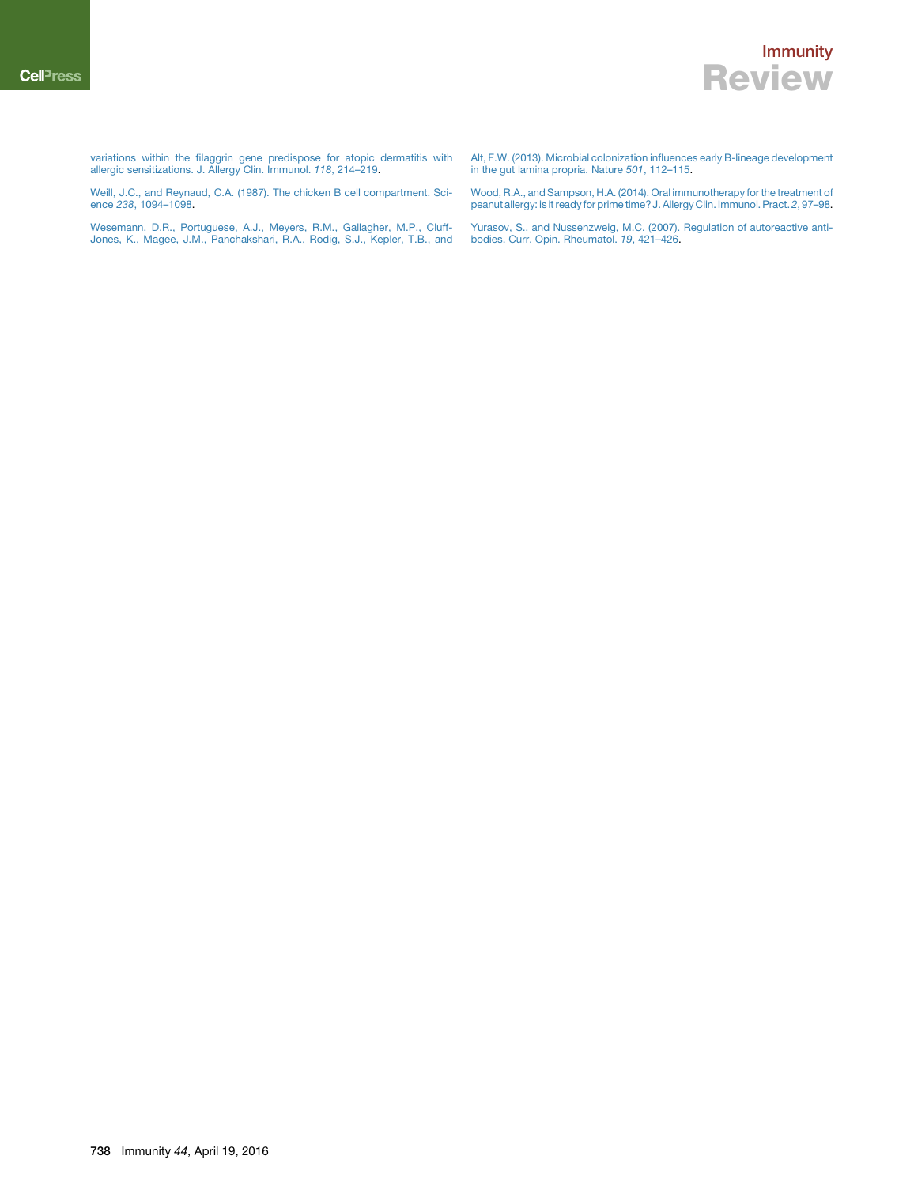variations within the filaggrin gene predispose for atopic dermatitis with allergic sensitizations. J. Allergy Clin. Immunol. *118*, 214–219.

Weill, J.C., and Reynaud, C.A. (1987). The chicken B cell compartment. Science *238*, 1094–1098.

Wesemann, D.R., Portuguese, A.J., Meyers, R.M., Gallagher, M.P., Cluff-Jones, K., Magee, J.M., Panchakshari, R.A., Rodig, S.J., Kepler, T.B., and Alt, F.W. (2013). Microbial colonization influences early B-lineage development in the gut lamina propria. Nature *501*, 112–115.

Wood, R.A., and Sampson, H.A. (2014). Oral immunotherapy for the treatment of peanut allergy: is it ready for prime time? J. Allergy Clin. Immunol. Pract. *2*, 97–98.

Yurasov, S., and Nussenzweig, M.C. (2007). Regulation of autoreactive antibodies. Curr. Opin. Rheumatol. *19*, 421–426.